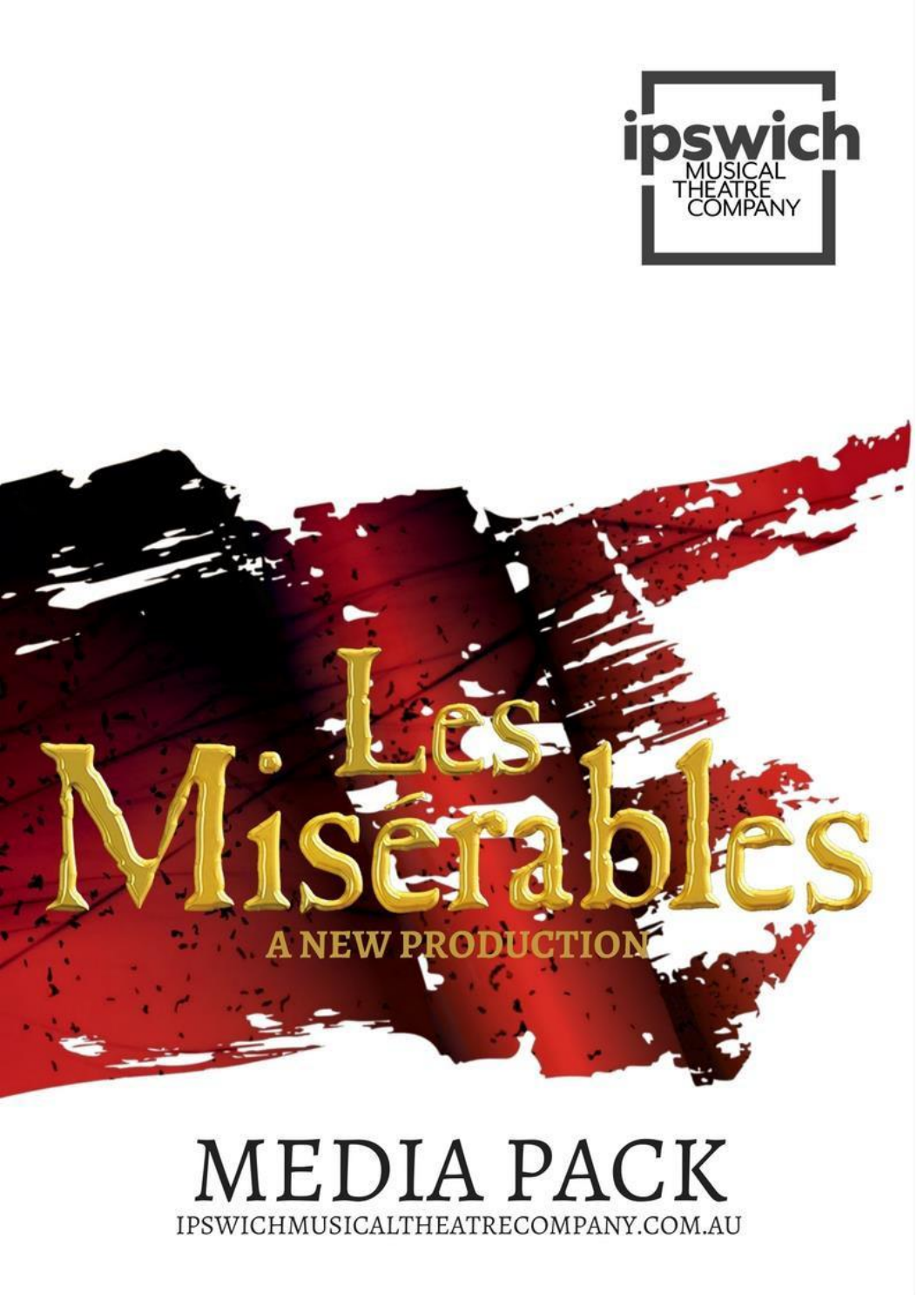ipswich MUSICAL THEATRE COMPANY

# Les Misérables

A NEW PRODUCTION

# MEDIA PACK

IPSWICHMUSICALTHEATRECOMPANY.COM.AU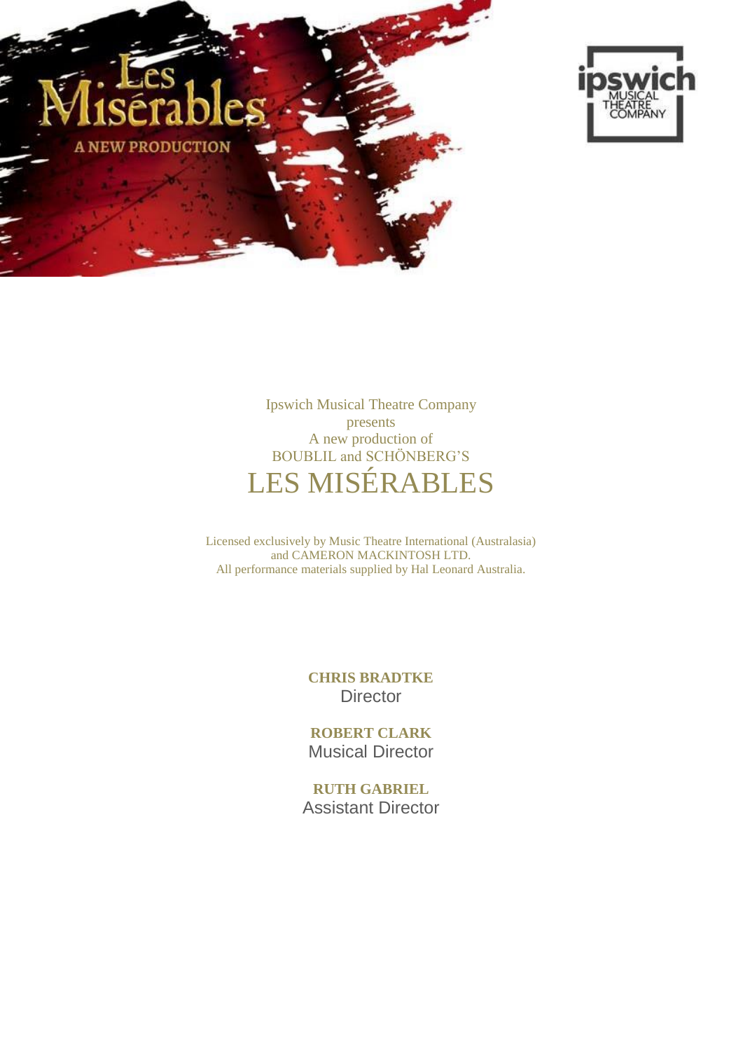Ipswich Musical Theatre Company
presents
A new production of
BOUBLIL and SCHÖNBERG'S

# LES MISÉRABLES

Licensed exclusively by Music Theatre International (Australasia)
and CAMERON MACKINTOSH LTD.
All performance materials supplied by Hal Leonard Australia.

**CHRIS BRADTKE**
Director

**ROBERT CLARK**
Musical Director

**RUTH GABRIEL**
Assistant Director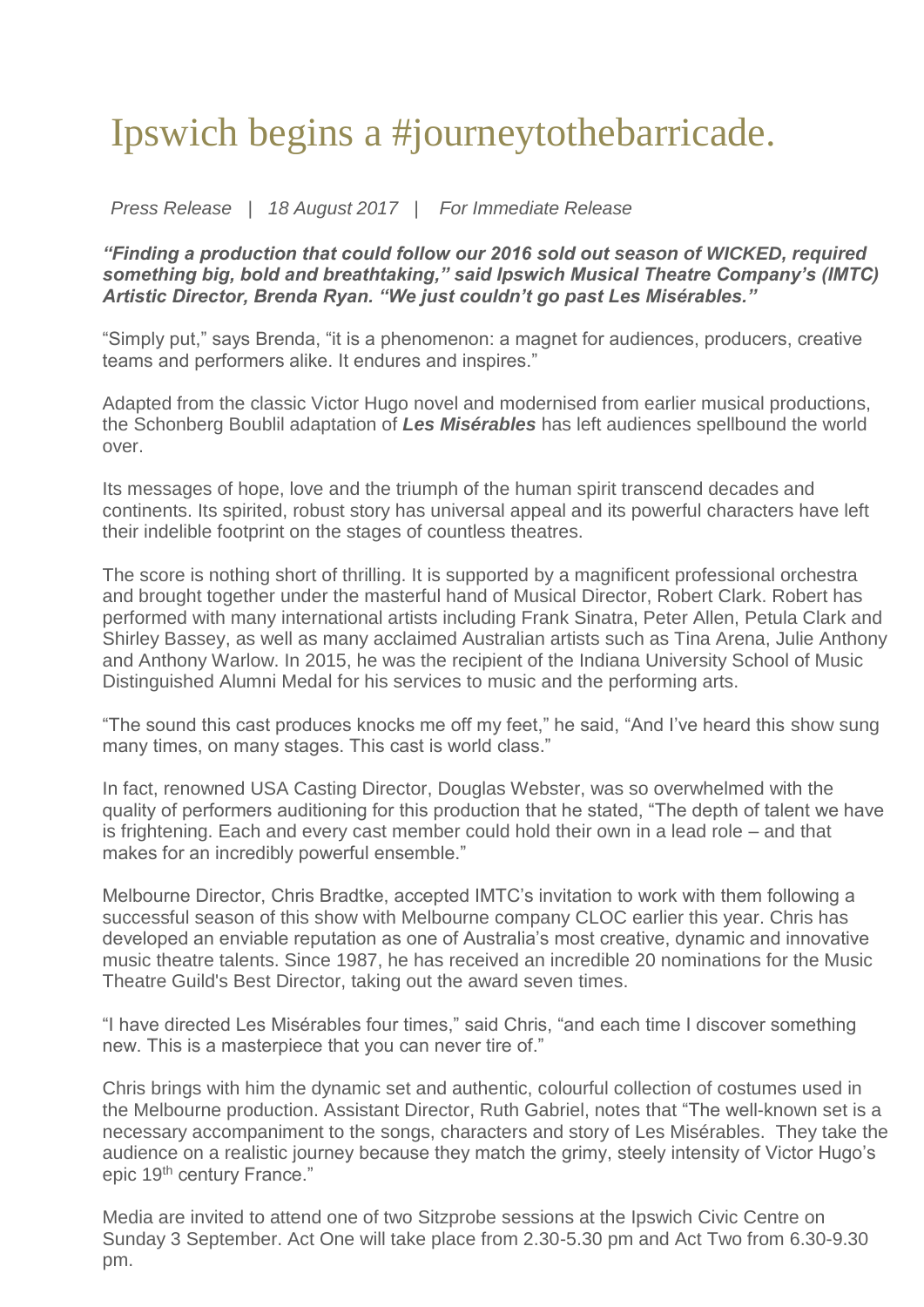# Ipswich begins a #journeytothebarricade.

*Press Release | 18 August 2017 | For Immediate Release*

***"Finding a production that could follow our 2016 sold out season of WICKED, required something big, bold and breathtaking," said Ipswich Musical Theatre Company's (IMTC) Artistic Director, Brenda Ryan. "We just couldn't go past Les Misérables."***

"Simply put," says Brenda, "it is a phenomenon: a magnet for audiences, producers, creative teams and performers alike. It endures and inspires."

Adapted from the classic Victor Hugo novel and modernised from earlier musical productions, the Schonberg Boublil adaptation of ***Les Misérables*** has left audiences spellbound the world over.

Its messages of hope, love and the triumph of the human spirit transcend decades and continents. Its spirited, robust story has universal appeal and its powerful characters have left their indelible footprint on the stages of countless theatres.

The score is nothing short of thrilling. It is supported by a magnificent professional orchestra and brought together under the masterful hand of Musical Director, Robert Clark. Robert has performed with many international artists including Frank Sinatra, Peter Allen, Petula Clark and Shirley Bassey, as well as many acclaimed Australian artists such as Tina Arena, Julie Anthony and Anthony Warlow. In 2015, he was the recipient of the Indiana University School of Music Distinguished Alumni Medal for his services to music and the performing arts.

"The sound this cast produces knocks me off my feet," he said, "And I've heard this show sung many times, on many stages. This cast is world class."

In fact, renowned USA Casting Director, Douglas Webster, was so overwhelmed with the quality of performers auditioning for this production that he stated, "The depth of talent we have is frightening. Each and every cast member could hold their own in a lead role – and that makes for an incredibly powerful ensemble."

Melbourne Director, Chris Bradtke, accepted IMTC's invitation to work with them following a successful season of this show with Melbourne company CLOC earlier this year. Chris has developed an enviable reputation as one of Australia's most creative, dynamic and innovative music theatre talents. Since 1987, he has received an incredible 20 nominations for the Music Theatre Guild's Best Director, taking out the award seven times.

"I have directed Les Misérables four times," said Chris, "and each time I discover something new. This is a masterpiece that you can never tire of."

Chris brings with him the dynamic set and authentic, colourful collection of costumes used in the Melbourne production. Assistant Director, Ruth Gabriel, notes that "The well-known set is a necessary accompaniment to the songs, characters and story of Les Misérables. They take the audience on a realistic journey because they match the grimy, steely intensity of Victor Hugo's epic 19th century France."

Media are invited to attend one of two Sitzprobe sessions at the Ipswich Civic Centre on Sunday 3 September. Act One will take place from 2.30-5.30 pm and Act Two from 6.30-9.30 pm.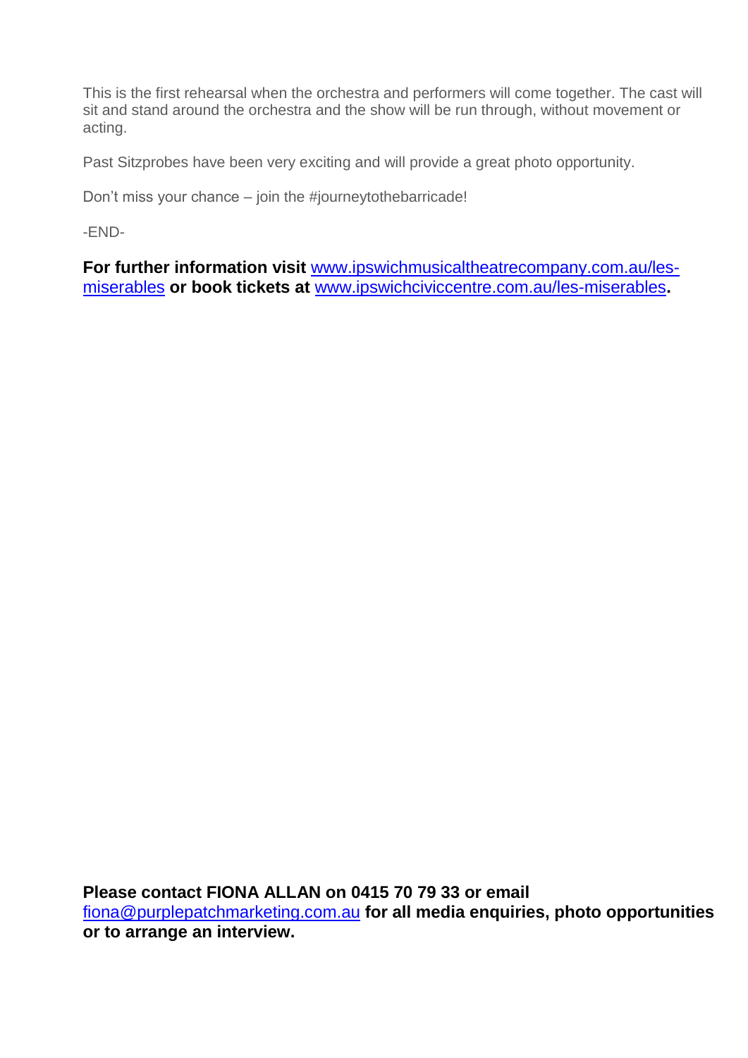This is the first rehearsal when the orchestra and performers will come together. The cast will sit and stand around the orchestra and the show will be run through, without movement or acting.

Past Sitzprobes have been very exciting and will provide a great photo opportunity.

Don't miss your chance – join the #journeytothebarricade!

-END-

**For further information visit** www.ipswichmusicaltheatrecompany.com.au/les-miserables **or book tickets at** www.ipswichciviccentre.com.au/les-miserables**.**

**Please contact FIONA ALLAN on 0415 70 79 33 or email** fiona@purplepatchmarketing.com.au **for all media enquiries, photo opportunities or to arrange an interview.**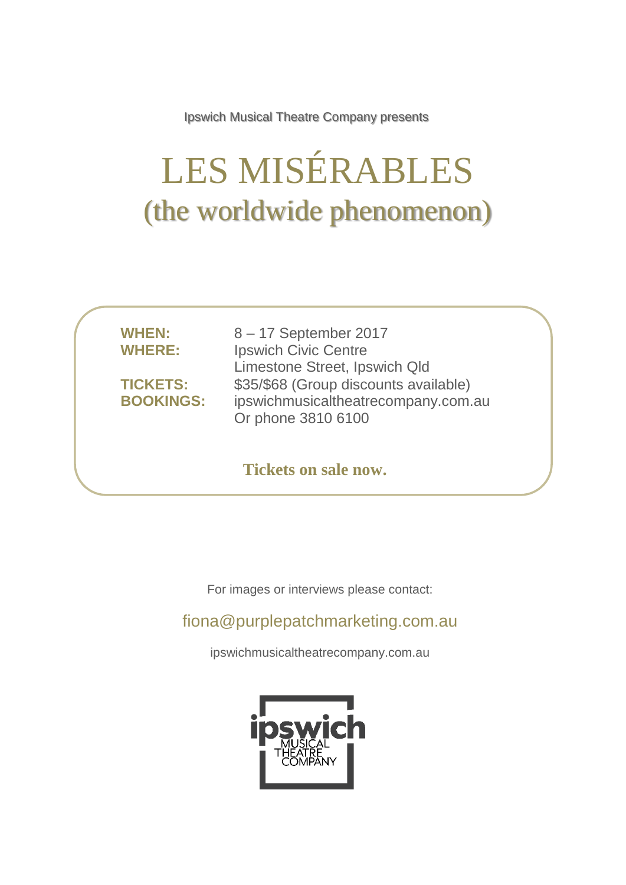Ipswich Musical Theatre Company presents

# LES MISÉRABLES
## (the worldwide phenomenon)

**WHEN:** 8 – 17 September 2017
**WHERE:** Ipswich Civic Centre
Limestone Street, Ipswich Qld
**TICKETS:** $35/$68 (Group discounts available)
**BOOKINGS:** ipswichmusicaltheatrecompany.com.au
Or phone 3810 6100

**Tickets on sale now.**

For images or interviews please contact:

fiona@purplepatchmarketing.com.au

ipswichmusicaltheatrecompany.com.au

ipswich MUSICAL THEATRE COMPANY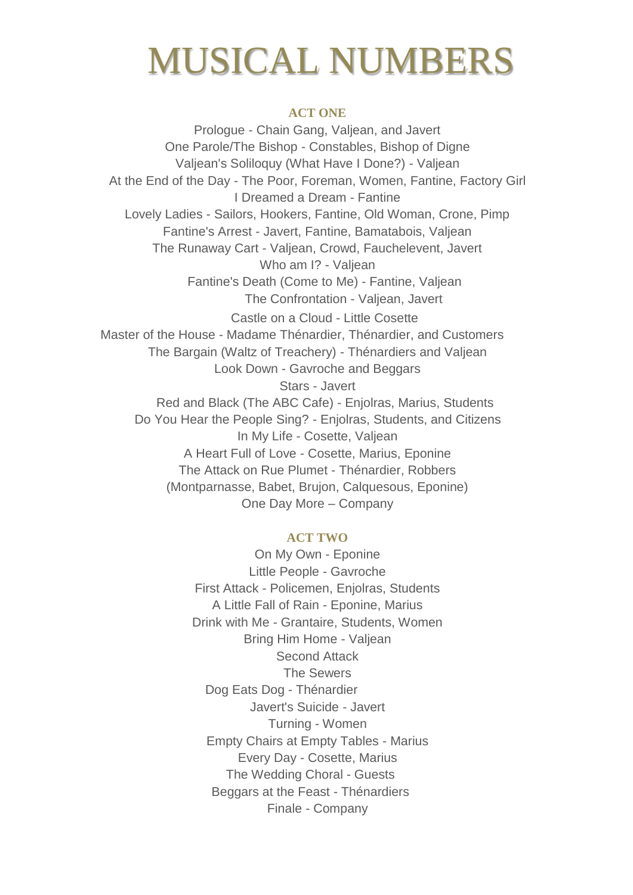# MUSICAL NUMBERS

## ACT ONE

Prologue - Chain Gang, Valjean, and Javert
One Parole/The Bishop - Constables, Bishop of Digne
Valjean's Soliloquy (What Have I Done?) - Valjean
At the End of the Day - The Poor, Foreman, Women, Fantine, Factory Girl
I Dreamed a Dream - Fantine
Lovely Ladies - Sailors, Hookers, Fantine, Old Woman, Crone, Pimp
Fantine's Arrest - Javert, Fantine, Bamatabois, Valjean
The Runaway Cart - Valjean, Crowd, Fauchelevent, Javert
Who am I? - Valjean
Fantine's Death (Come to Me) - Fantine, Valjean
The Confrontation - Valjean, Javert
Castle on a Cloud - Little Cosette
Master of the House - Madame Thénardier, Thénardier, and Customers
The Bargain (Waltz of Treachery) - Thénardiers and Valjean
Look Down - Gavroche and Beggars
Stars - Javert
Red and Black (The ABC Cafe) - Enjolras, Marius, Students
Do You Hear the People Sing? - Enjolras, Students, and Citizens
In My Life - Cosette, Valjean
A Heart Full of Love - Cosette, Marius, Eponine
The Attack on Rue Plumet - Thénardier, Robbers
(Montparnasse, Babet, Brujon, Calquesous, Eponine)
One Day More – Company

## ACT TWO

On My Own - Eponine
Little People - Gavroche
First Attack - Policemen, Enjolras, Students
A Little Fall of Rain - Eponine, Marius
Drink with Me - Grantaire, Students, Women
Bring Him Home - Valjean
Second Attack
The Sewers
Dog Eats Dog - Thénardier
Javert's Suicide - Javert
Turning - Women
Empty Chairs at Empty Tables - Marius
Every Day - Cosette, Marius
The Wedding Choral - Guests
Beggars at the Feast - Thénardiers
Finale - Company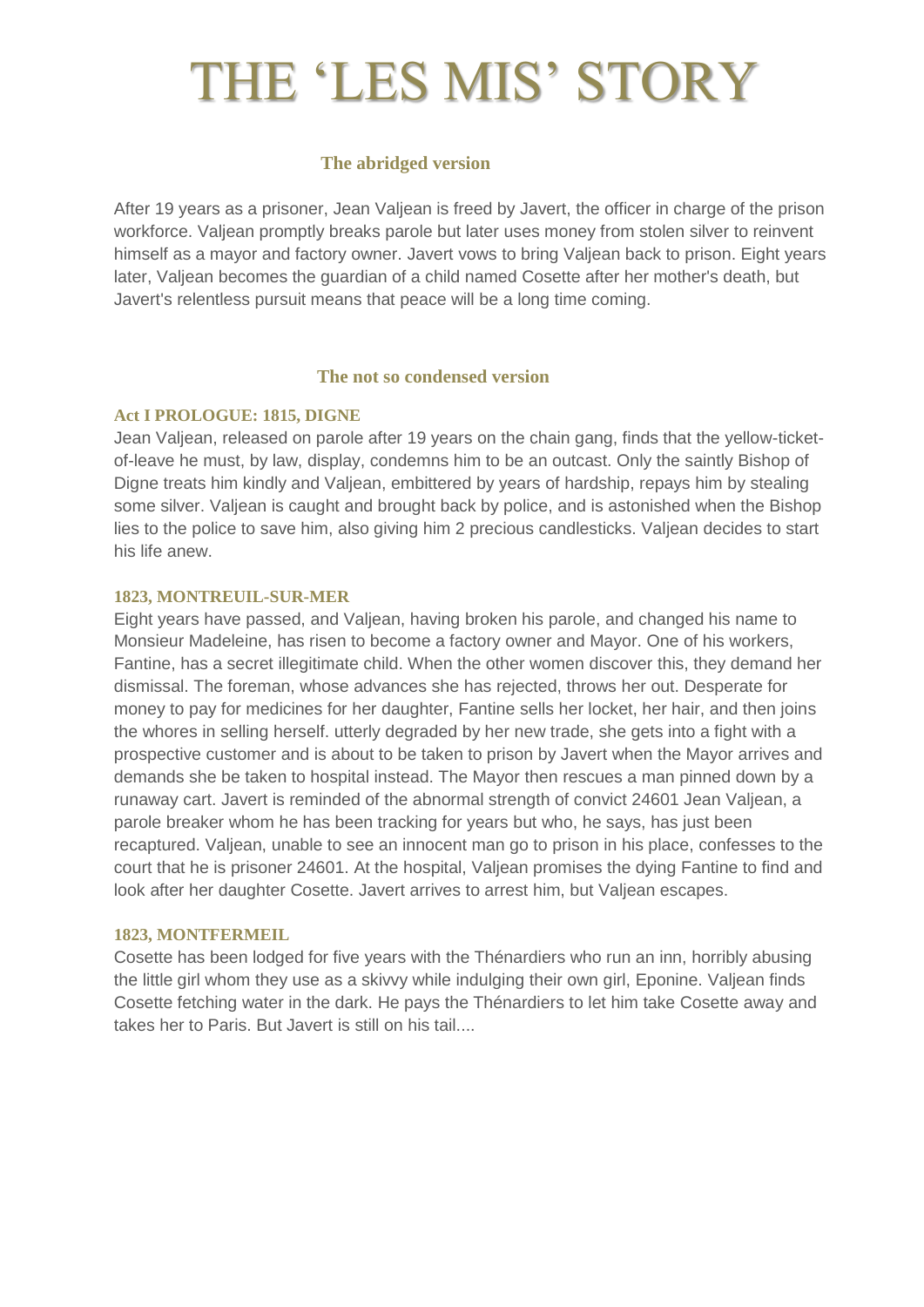# THE 'LES MIS' STORY

## The abridged version

After 19 years as a prisoner, Jean Valjean is freed by Javert, the officer in charge of the prison workforce. Valjean promptly breaks parole but later uses money from stolen silver to reinvent himself as a mayor and factory owner. Javert vows to bring Valjean back to prison. Eight years later, Valjean becomes the guardian of a child named Cosette after her mother's death, but Javert's relentless pursuit means that peace will be a long time coming.

## The not so condensed version

### Act I PROLOGUE: 1815, DIGNE

Jean Valjean, released on parole after 19 years on the chain gang, finds that the yellow-ticket-of-leave he must, by law, display, condemns him to be an outcast. Only the saintly Bishop of Digne treats him kindly and Valjean, embittered by years of hardship, repays him by stealing some silver. Valjean is caught and brought back by police, and is astonished when the Bishop lies to the police to save him, also giving him 2 precious candlesticks. Valjean decides to start his life anew.

### 1823, MONTREUIL-SUR-MER

Eight years have passed, and Valjean, having broken his parole, and changed his name to Monsieur Madeleine, has risen to become a factory owner and Mayor. One of his workers, Fantine, has a secret illegitimate child. When the other women discover this, they demand her dismissal. The foreman, whose advances she has rejected, throws her out. Desperate for money to pay for medicines for her daughter, Fantine sells her locket, her hair, and then joins the whores in selling herself. utterly degraded by her new trade, she gets into a fight with a prospective customer and is about to be taken to prison by Javert when the Mayor arrives and demands she be taken to hospital instead. The Mayor then rescues a man pinned down by a runaway cart. Javert is reminded of the abnormal strength of convict 24601 Jean Valjean, a parole breaker whom he has been tracking for years but who, he says, has just been recaptured. Valjean, unable to see an innocent man go to prison in his place, confesses to the court that he is prisoner 24601. At the hospital, Valjean promises the dying Fantine to find and look after her daughter Cosette. Javert arrives to arrest him, but Valjean escapes.

### 1823, MONTFERMEIL

Cosette has been lodged for five years with the Thénardiers who run an inn, horribly abusing the little girl whom they use as a skivvy while indulging their own girl, Eponine. Valjean finds Cosette fetching water in the dark. He pays the Thénardiers to let him take Cosette away and takes her to Paris. But Javert is still on his tail....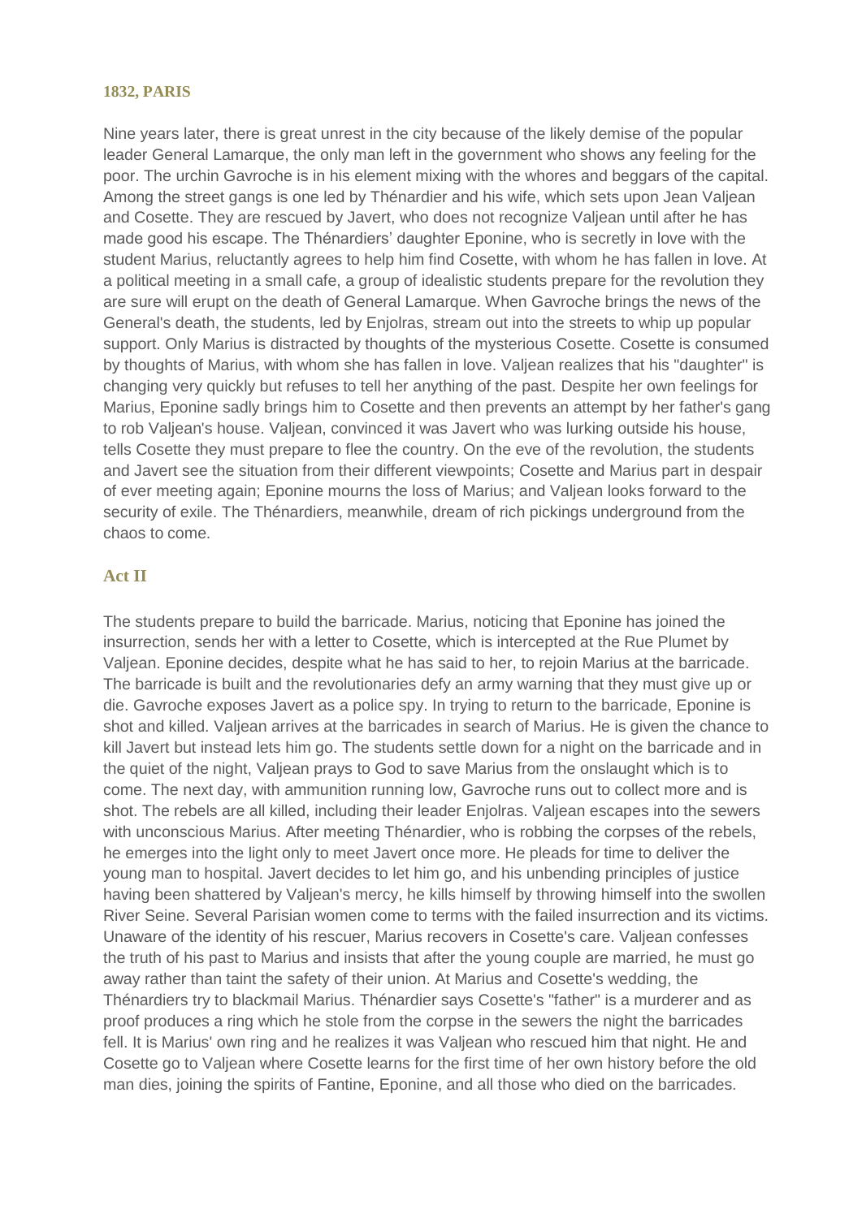### 1832, PARIS

Nine years later, there is great unrest in the city because of the likely demise of the popular leader General Lamarque, the only man left in the government who shows any feeling for the poor. The urchin Gavroche is in his element mixing with the whores and beggars of the capital. Among the street gangs is one led by Thénardier and his wife, which sets upon Jean Valjean and Cosette. They are rescued by Javert, who does not recognize Valjean until after he has made good his escape. The Thénardiers' daughter Eponine, who is secretly in love with the student Marius, reluctantly agrees to help him find Cosette, with whom he has fallen in love. At a political meeting in a small cafe, a group of idealistic students prepare for the revolution they are sure will erupt on the death of General Lamarque. When Gavroche brings the news of the General's death, the students, led by Enjolras, stream out into the streets to whip up popular support. Only Marius is distracted by thoughts of the mysterious Cosette. Cosette is consumed by thoughts of Marius, with whom she has fallen in love. Valjean realizes that his "daughter" is changing very quickly but refuses to tell her anything of the past. Despite her own feelings for Marius, Eponine sadly brings him to Cosette and then prevents an attempt by her father's gang to rob Valjean's house. Valjean, convinced it was Javert who was lurking outside his house, tells Cosette they must prepare to flee the country. On the eve of the revolution, the students and Javert see the situation from their different viewpoints; Cosette and Marius part in despair of ever meeting again; Eponine mourns the loss of Marius; and Valjean looks forward to the security of exile. The Thénardiers, meanwhile, dream of rich pickings underground from the chaos to come.

## Act II

The students prepare to build the barricade. Marius, noticing that Eponine has joined the insurrection, sends her with a letter to Cosette, which is intercepted at the Rue Plumet by Valjean. Eponine decides, despite what he has said to her, to rejoin Marius at the barricade. The barricade is built and the revolutionaries defy an army warning that they must give up or die. Gavroche exposes Javert as a police spy. In trying to return to the barricade, Eponine is shot and killed. Valjean arrives at the barricades in search of Marius. He is given the chance to kill Javert but instead lets him go. The students settle down for a night on the barricade and in the quiet of the night, Valjean prays to God to save Marius from the onslaught which is to come. The next day, with ammunition running low, Gavroche runs out to collect more and is shot. The rebels are all killed, including their leader Enjolras. Valjean escapes into the sewers with unconscious Marius. After meeting Thénardier, who is robbing the corpses of the rebels, he emerges into the light only to meet Javert once more. He pleads for time to deliver the young man to hospital. Javert decides to let him go, and his unbending principles of justice having been shattered by Valjean's mercy, he kills himself by throwing himself into the swollen River Seine. Several Parisian women come to terms with the failed insurrection and its victims. Unaware of the identity of his rescuer, Marius recovers in Cosette's care. Valjean confesses the truth of his past to Marius and insists that after the young couple are married, he must go away rather than taint the safety of their union. At Marius and Cosette's wedding, the Thénardiers try to blackmail Marius. Thénardier says Cosette's "father" is a murderer and as proof produces a ring which he stole from the corpse in the sewers the night the barricades fell. It is Marius' own ring and he realizes it was Valjean who rescued him that night. He and Cosette go to Valjean where Cosette learns for the first time of her own history before the old man dies, joining the spirits of Fantine, Eponine, and all those who died on the barricades.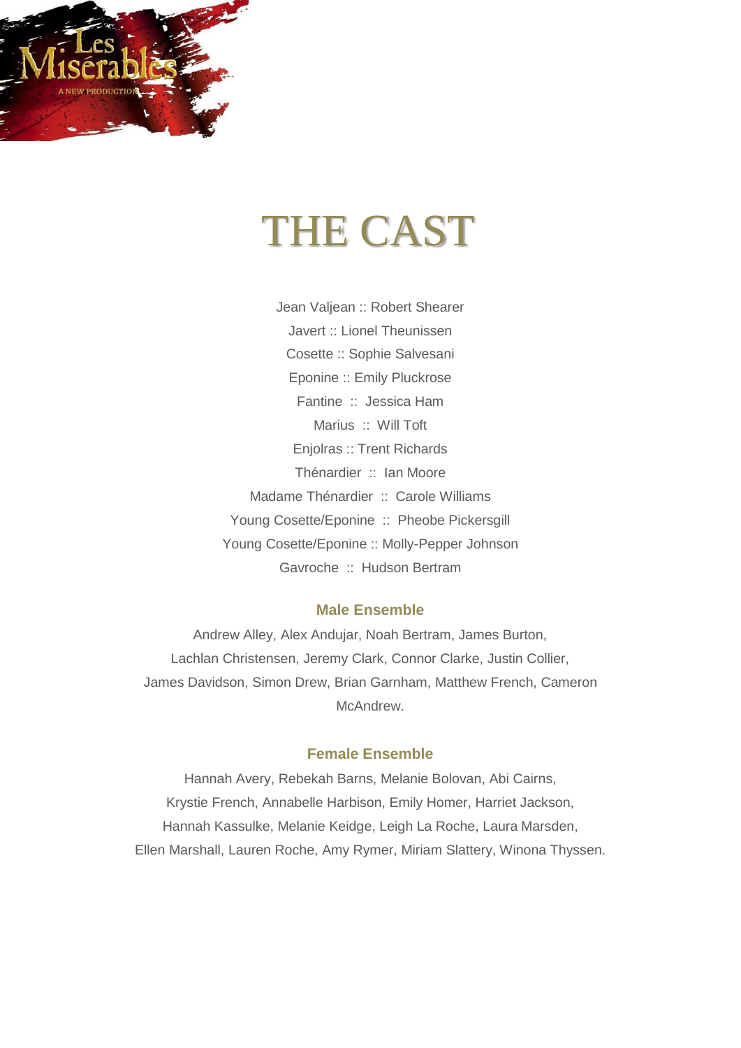# THE CAST

Jean Valjean :: Robert Shearer

Javert :: Lionel Theunissen

Cosette :: Sophie Salvesani

Eponine :: Emily Pluckrose

Fantine :: Jessica Ham

Marius :: Will Toft

Enjolras :: Trent Richards

Thénardier :: Ian Moore

Madame Thénardier :: Carole Williams

Young Cosette/Eponine :: Pheobe Pickersgill

Young Cosette/Eponine :: Molly-Pepper Johnson

Gavroche :: Hudson Bertram

### Male Ensemble

Andrew Alley, Alex Andujar, Noah Bertram, James Burton, Lachlan Christensen, Jeremy Clark, Connor Clarke, Justin Collier, James Davidson, Simon Drew, Brian Garnham, Matthew French, Cameron McAndrew.

### Female Ensemble

Hannah Avery, Rebekah Barns, Melanie Bolovan, Abi Cairns, Krystie French, Annabelle Harbison, Emily Homer, Harriet Jackson, Hannah Kassulke, Melanie Keidge, Leigh La Roche, Laura Marsden, Ellen Marshall, Lauren Roche, Amy Rymer, Miriam Slattery, Winona Thyssen.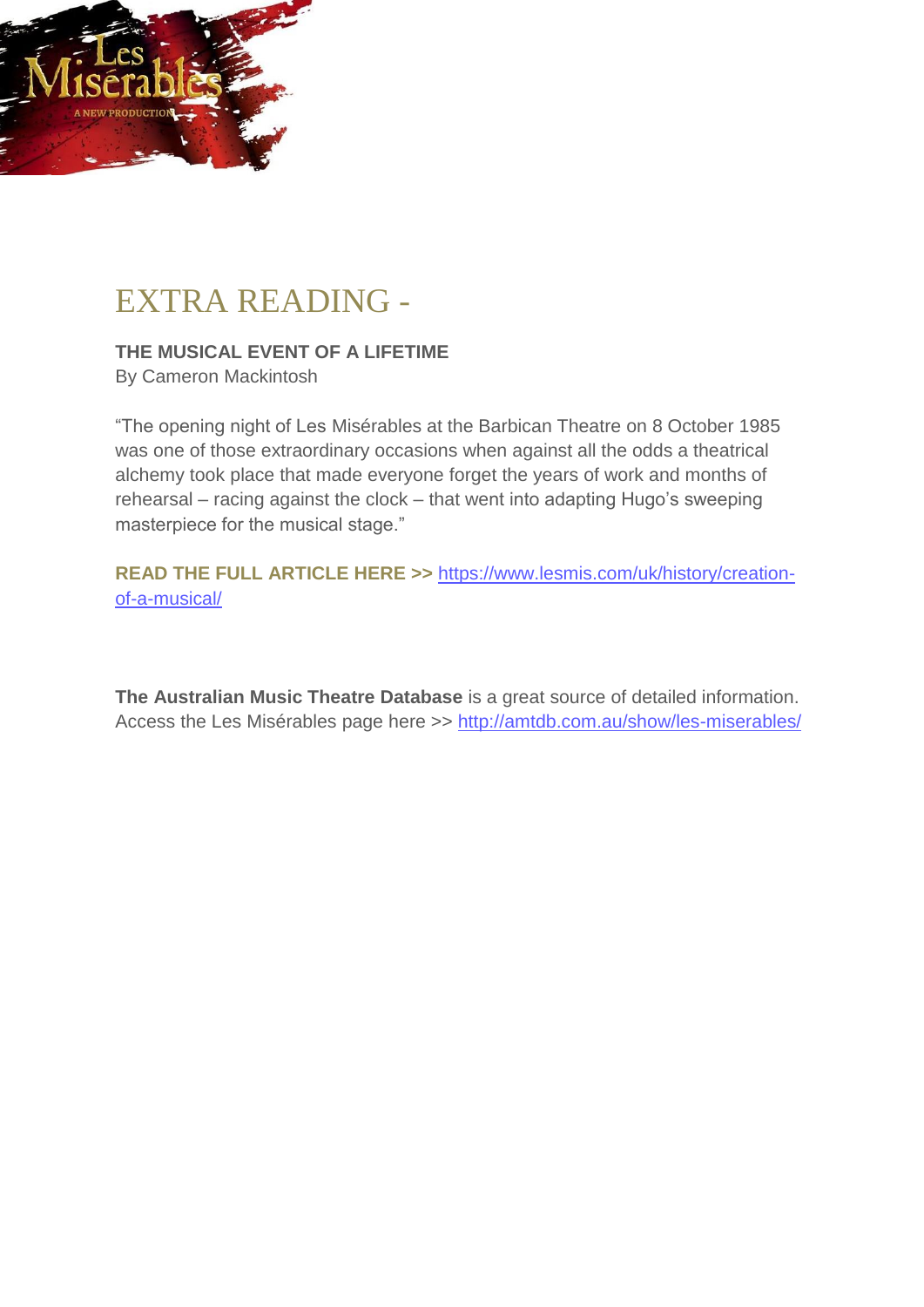# EXTRA READING -

**THE MUSICAL EVENT OF A LIFETIME**
By Cameron Mackintosh

"The opening night of Les Misérables at the Barbican Theatre on 8 October 1985 was one of those extraordinary occasions when against all the odds a theatrical alchemy took place that made everyone forget the years of work and months of rehearsal – racing against the clock – that went into adapting Hugo's sweeping masterpiece for the musical stage."

**READ THE FULL ARTICLE HERE >>** https://www.lesmis.com/uk/history/creation-of-a-musical/

**The Australian Music Theatre Database** is a great source of detailed information. Access the Les Misérables page here >> http://amtdb.com.au/show/les-miserables/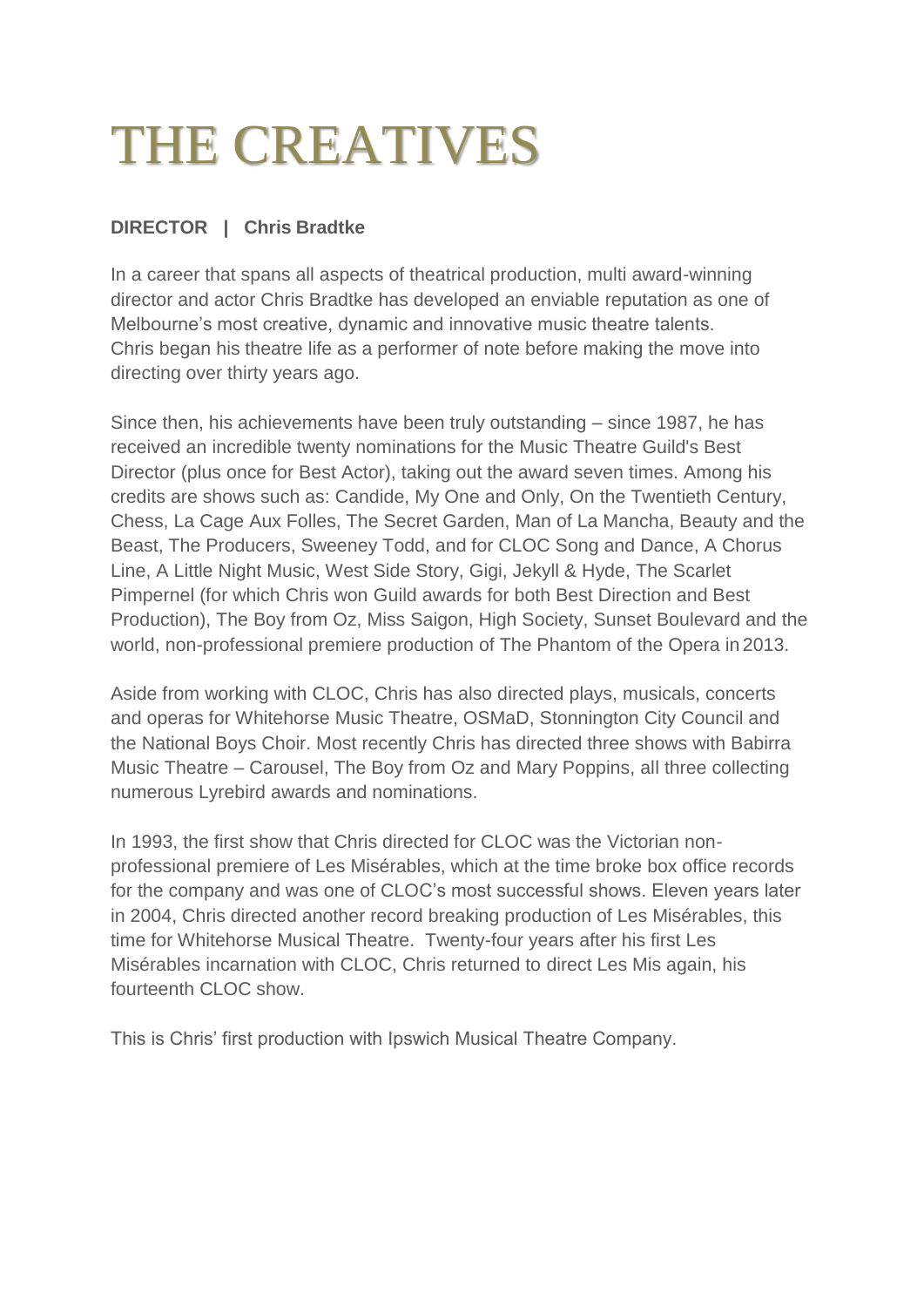# THE CREATIVES

**DIRECTOR | Chris Bradtke**

In a career that spans all aspects of theatrical production, multi award-winning director and actor Chris Bradtke has developed an enviable reputation as one of Melbourne's most creative, dynamic and innovative music theatre talents. Chris began his theatre life as a performer of note before making the move into directing over thirty years ago.

Since then, his achievements have been truly outstanding – since 1987, he has received an incredible twenty nominations for the Music Theatre Guild's Best Director (plus once for Best Actor), taking out the award seven times. Among his credits are shows such as: Candide, My One and Only, On the Twentieth Century, Chess, La Cage Aux Folles, The Secret Garden, Man of La Mancha, Beauty and the Beast, The Producers, Sweeney Todd, and for CLOC Song and Dance, A Chorus Line, A Little Night Music, West Side Story, Gigi, Jekyll & Hyde, The Scarlet Pimpernel (for which Chris won Guild awards for both Best Direction and Best Production), The Boy from Oz, Miss Saigon, High Society, Sunset Boulevard and the world, non-professional premiere production of The Phantom of the Opera in 2013.

Aside from working with CLOC, Chris has also directed plays, musicals, concerts and operas for Whitehorse Music Theatre, OSMaD, Stonnington City Council and the National Boys Choir. Most recently Chris has directed three shows with Babirra Music Theatre – Carousel, The Boy from Oz and Mary Poppins, all three collecting numerous Lyrebird awards and nominations.

In 1993, the first show that Chris directed for CLOC was the Victorian non-professional premiere of Les Misérables, which at the time broke box office records for the company and was one of CLOC's most successful shows. Eleven years later in 2004, Chris directed another record breaking production of Les Misérables, this time for Whitehorse Musical Theatre. Twenty-four years after his first Les Misérables incarnation with CLOC, Chris returned to direct Les Mis again, his fourteenth CLOC show.

This is Chris' first production with Ipswich Musical Theatre Company.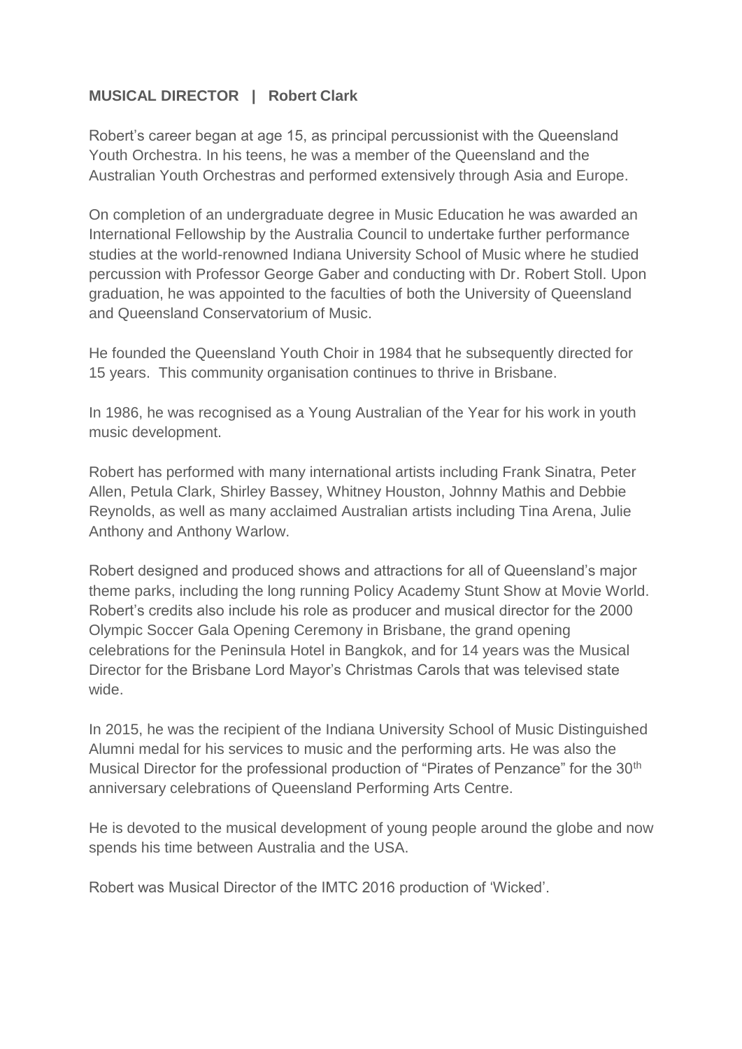**MUSICAL DIRECTOR | Robert Clark**

Robert's career began at age 15, as principal percussionist with the Queensland Youth Orchestra. In his teens, he was a member of the Queensland and the Australian Youth Orchestras and performed extensively through Asia and Europe.

On completion of an undergraduate degree in Music Education he was awarded an International Fellowship by the Australia Council to undertake further performance studies at the world-renowned Indiana University School of Music where he studied percussion with Professor George Gaber and conducting with Dr. Robert Stoll. Upon graduation, he was appointed to the faculties of both the University of Queensland and Queensland Conservatorium of Music.

He founded the Queensland Youth Choir in 1984 that he subsequently directed for 15 years. This community organisation continues to thrive in Brisbane.

In 1986, he was recognised as a Young Australian of the Year for his work in youth music development.

Robert has performed with many international artists including Frank Sinatra, Peter Allen, Petula Clark, Shirley Bassey, Whitney Houston, Johnny Mathis and Debbie Reynolds, as well as many acclaimed Australian artists including Tina Arena, Julie Anthony and Anthony Warlow.

Robert designed and produced shows and attractions for all of Queensland's major theme parks, including the long running Policy Academy Stunt Show at Movie World. Robert's credits also include his role as producer and musical director for the 2000 Olympic Soccer Gala Opening Ceremony in Brisbane, the grand opening celebrations for the Peninsula Hotel in Bangkok, and for 14 years was the Musical Director for the Brisbane Lord Mayor's Christmas Carols that was televised state wide.

In 2015, he was the recipient of the Indiana University School of Music Distinguished Alumni medal for his services to music and the performing arts. He was also the Musical Director for the professional production of "Pirates of Penzance" for the 30th anniversary celebrations of Queensland Performing Arts Centre.

He is devoted to the musical development of young people around the globe and now spends his time between Australia and the USA.

Robert was Musical Director of the IMTC 2016 production of 'Wicked'.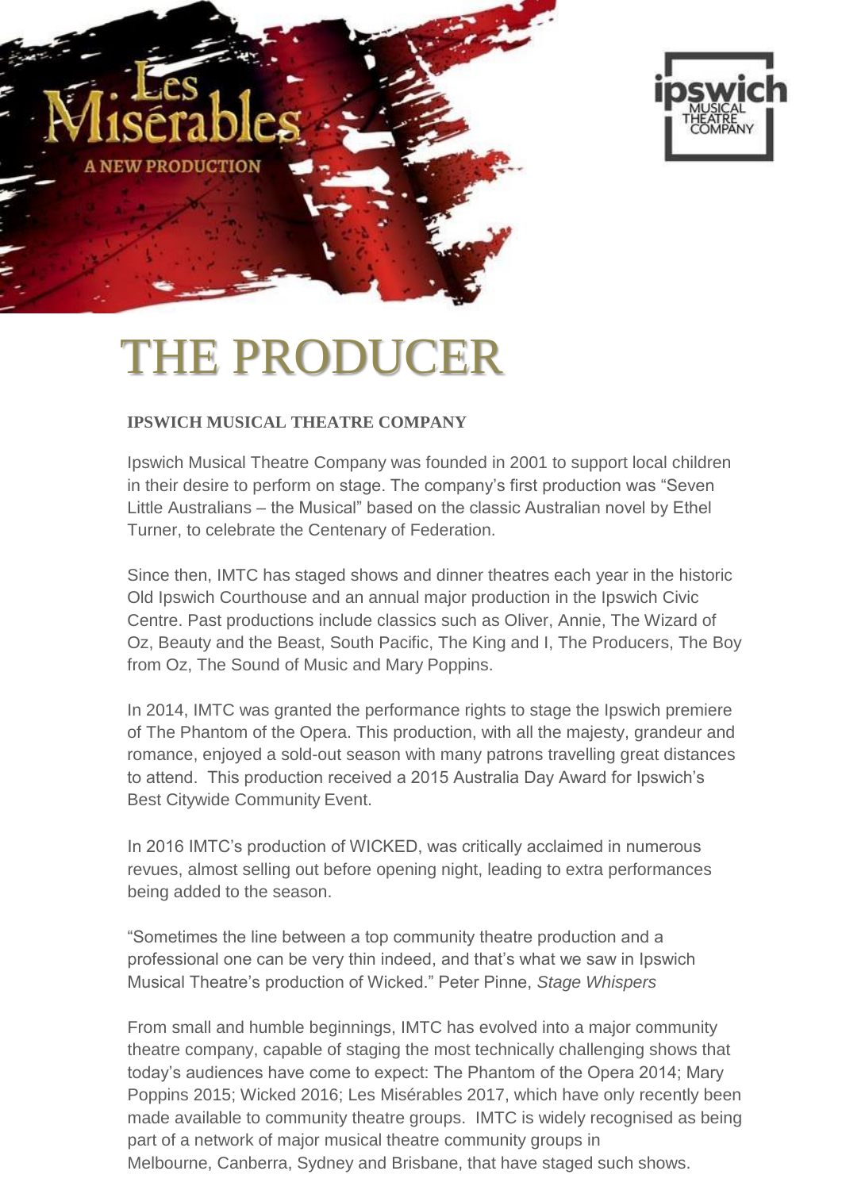# THE PRODUCER

**IPSWICH MUSICAL THEATRE COMPANY**

Ipswich Musical Theatre Company was founded in 2001 to support local children in their desire to perform on stage. The company's first production was "Seven Little Australians – the Musical" based on the classic Australian novel by Ethel Turner, to celebrate the Centenary of Federation.

Since then, IMTC has staged shows and dinner theatres each year in the historic Old Ipswich Courthouse and an annual major production in the Ipswich Civic Centre. Past productions include classics such as Oliver, Annie, The Wizard of Oz, Beauty and the Beast, South Pacific, The King and I, The Producers, The Boy from Oz, The Sound of Music and Mary Poppins.

In 2014, IMTC was granted the performance rights to stage the Ipswich premiere of The Phantom of the Opera. This production, with all the majesty, grandeur and romance, enjoyed a sold-out season with many patrons travelling great distances to attend. This production received a 2015 Australia Day Award for Ipswich's Best Citywide Community Event.

In 2016 IMTC's production of WICKED, was critically acclaimed in numerous revues, almost selling out before opening night, leading to extra performances being added to the season.

"Sometimes the line between a top community theatre production and a professional one can be very thin indeed, and that's what we saw in Ipswich Musical Theatre's production of Wicked." Peter Pinne, *Stage Whispers*

From small and humble beginnings, IMTC has evolved into a major community theatre company, capable of staging the most technically challenging shows that today's audiences have come to expect: The Phantom of the Opera 2014; Mary Poppins 2015; Wicked 2016; Les Misérables 2017, which have only recently been made available to community theatre groups. IMTC is widely recognised as being part of a network of major musical theatre community groups in Melbourne, Canberra, Sydney and Brisbane, that have staged such shows.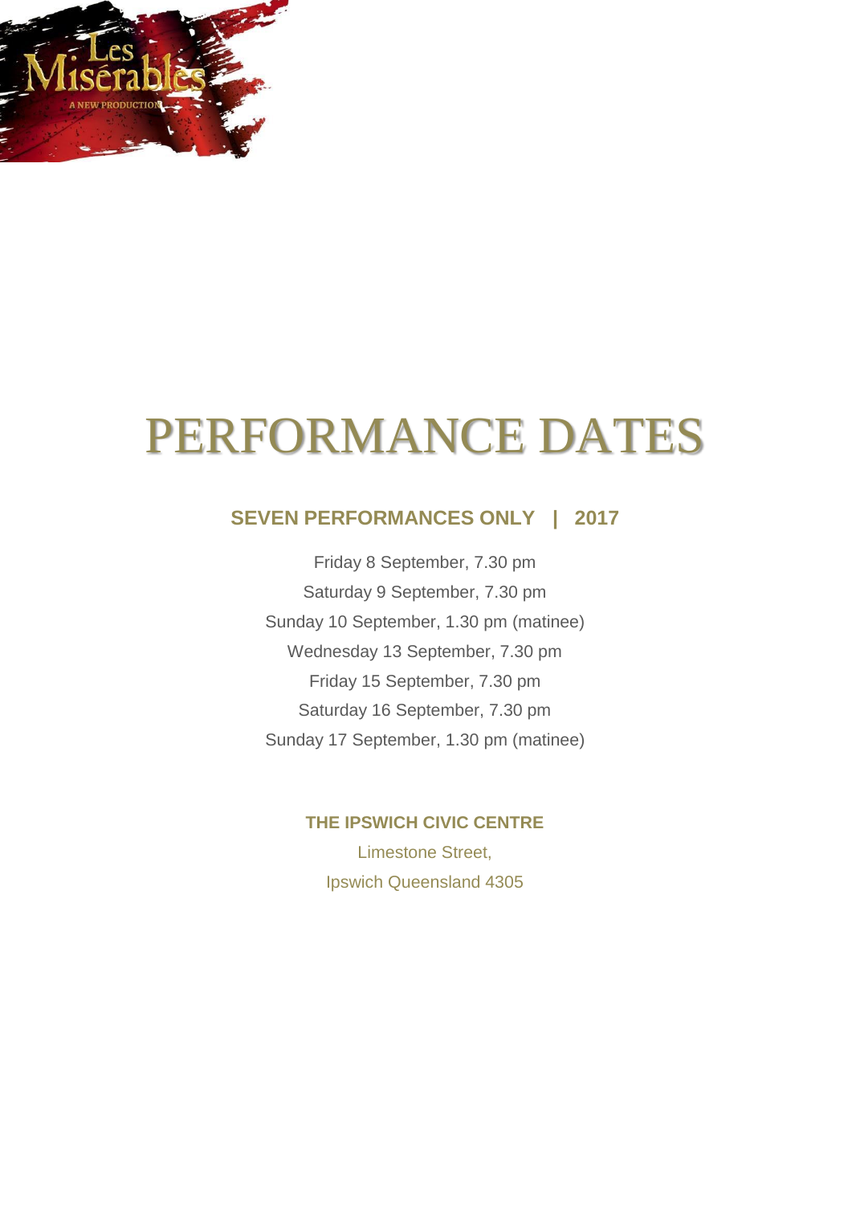# PERFORMANCE DATES

## SEVEN PERFORMANCES ONLY | 2017

Friday 8 September, 7.30 pm

Saturday 9 September, 7.30 pm

Sunday 10 September, 1.30 pm (matinee)

Wednesday 13 September, 7.30 pm

Friday 15 September, 7.30 pm

Saturday 16 September, 7.30 pm

Sunday 17 September, 1.30 pm (matinee)

**THE IPSWICH CIVIC CENTRE**

Limestone Street,

Ipswich Queensland 4305